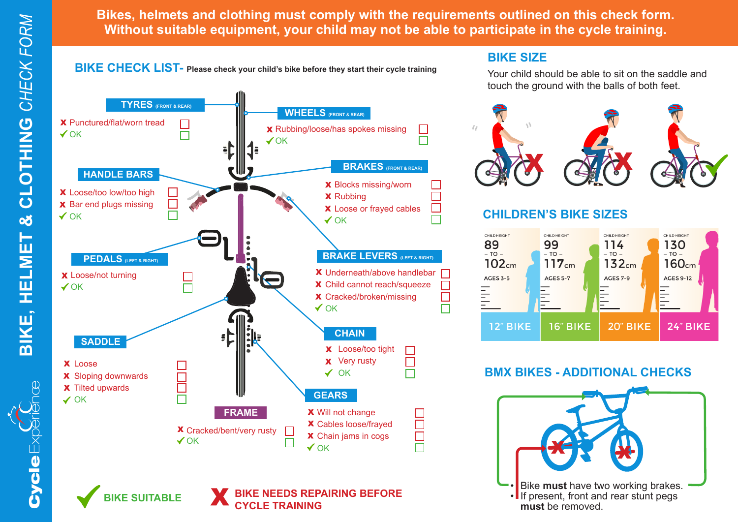# BIKE, HELMET & CLOTHING CHECK FORM

**Bikes, helmets and clothing must comply with the requirements outlined on this check form. Without suitable equipment, your child may not be able to participate in the cycle training.**

## BIKE CHECK LIST- Please check your child's bike before they start their cycle training

### TYRES (FRONT & REAR)
- ✗ Punctured/flat/worn tread ☐
- ✓ OK ☐

### WHEELS (FRONT & REAR)
- ✗ Rubbing/loose/has spokes missing ☐
- ✓ OK ☐

### HANDLE BARS
- ✗ Loose/too low/too high ☐
- ✗ Bar end plugs missing ☐
- ✓ OK ☐

### BRAKES (FRONT & REAR)
- ✗ Blocks missing/worn ☐
- ✗ Rubbing ☐
- ✗ Loose or frayed cables ☐
- ✓ OK ☐

### PEDALS (LEFT & RIGHT)
- ✗ Loose/not turning ☐
- ✓ OK ☐

### BRAKE LEVERS (LEFT & RIGHT)
- ✗ Underneath/above handlebar ☐
- ✗ Child cannot reach/squeeze ☐
- ✗ Cracked/broken/missing ☐
- ✓ OK ☐

### SADDLE
- ✗ Loose ☐
- ✗ Sloping downwards ☐
- ✗ Tilted upwards ☐
- ✓ OK ☐

### CHAIN
- ✗ Loose/too tight ☐
- ✗ Very rusty ☐
- ✓ OK ☐

### FRAME
- ✗ Cracked/bent/very rusty ☐
- ✓ OK ☐

### GEARS
- ✗ Will not change ☐
- ✗ Cables loose/frayed ☐
- ✗ Chain jams in cogs ☐
- ✓ OK ☐

✓ **BIKE SUITABLE** ✗ **BIKE NEEDS REPAIRING BEFORE CYCLE TRAINING**

## BIKE SIZE

Your child should be able to sit on the saddle and touch the ground with the balls of both feet.

## CHILDREN'S BIKE SIZES

| CHILD HEIGHT | AGES | BIKE |
|---|---|---|
| 89 – TO – 102cm | AGES 3-5 | 12" BIKE |
| 99 – TO – 117cm | AGES 5-7 | 16" BIKE |
| 114 – TO – 132cm | AGES 7-9 | 20" BIKE |
| 130 – TO – 160cm | AGES 9-12 | 24" BIKE |

## BMX BIKES - ADDITIONAL CHECKS

- Bike **must** have two working brakes.
- If present, front and rear stunt pegs **must** be removed.

**Cycle** Experience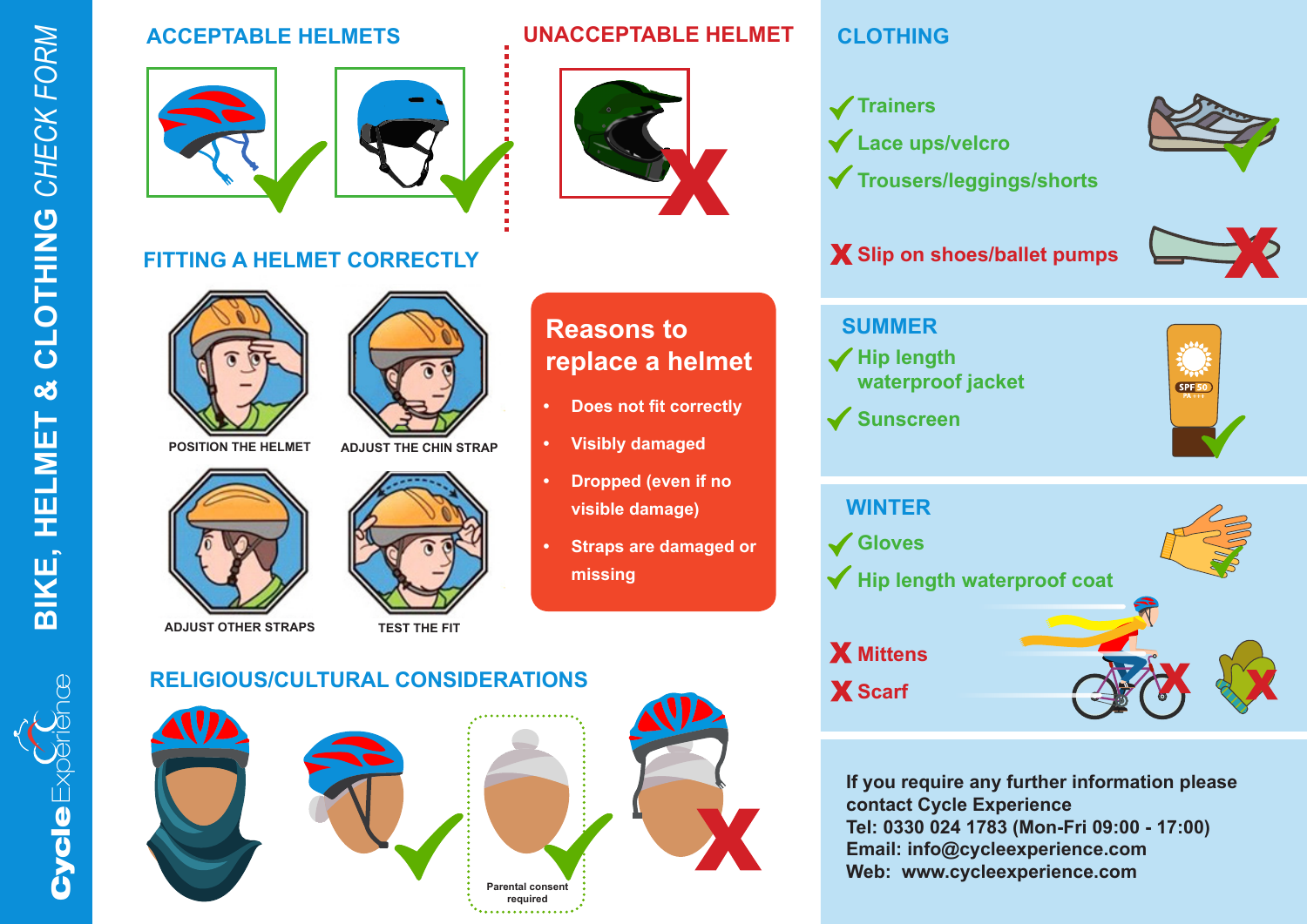# BIKE, HELMET & CLOTHING *CHECK FORM*

Cycle Experience

## ACCEPTABLE HELMETS

## UNACCEPTABLE HELMET

## FITTING A HELMET CORRECTLY

POSITION THE HELMET

ADJUST THE CHIN STRAP

ADJUST OTHER STRAPS

TEST THE FIT

## Reasons to replace a helmet

- Does not fit correctly
- Visibly damaged
- Dropped (even if no visible damage)
- Straps are damaged or missing

## RELIGIOUS/CULTURAL CONSIDERATIONS

Parental consent required

## CLOTHING

✓ Trainers
✓ Lace ups/velcro
✓ Trousers/leggings/shorts

X Slip on shoes/ballet pumps

## SUMMER

✓ Hip length waterproof jacket
✓ Sunscreen

SPF 50

## WINTER

✓ Gloves
✓ Hip length waterproof coat

X Mittens
X Scarf

If you require any further information please contact Cycle Experience
Tel: 0330 024 1783 (Mon-Fri 09:00 - 17:00)
Email: info@cycleexperience.com
Web: www.cycleexperience.com